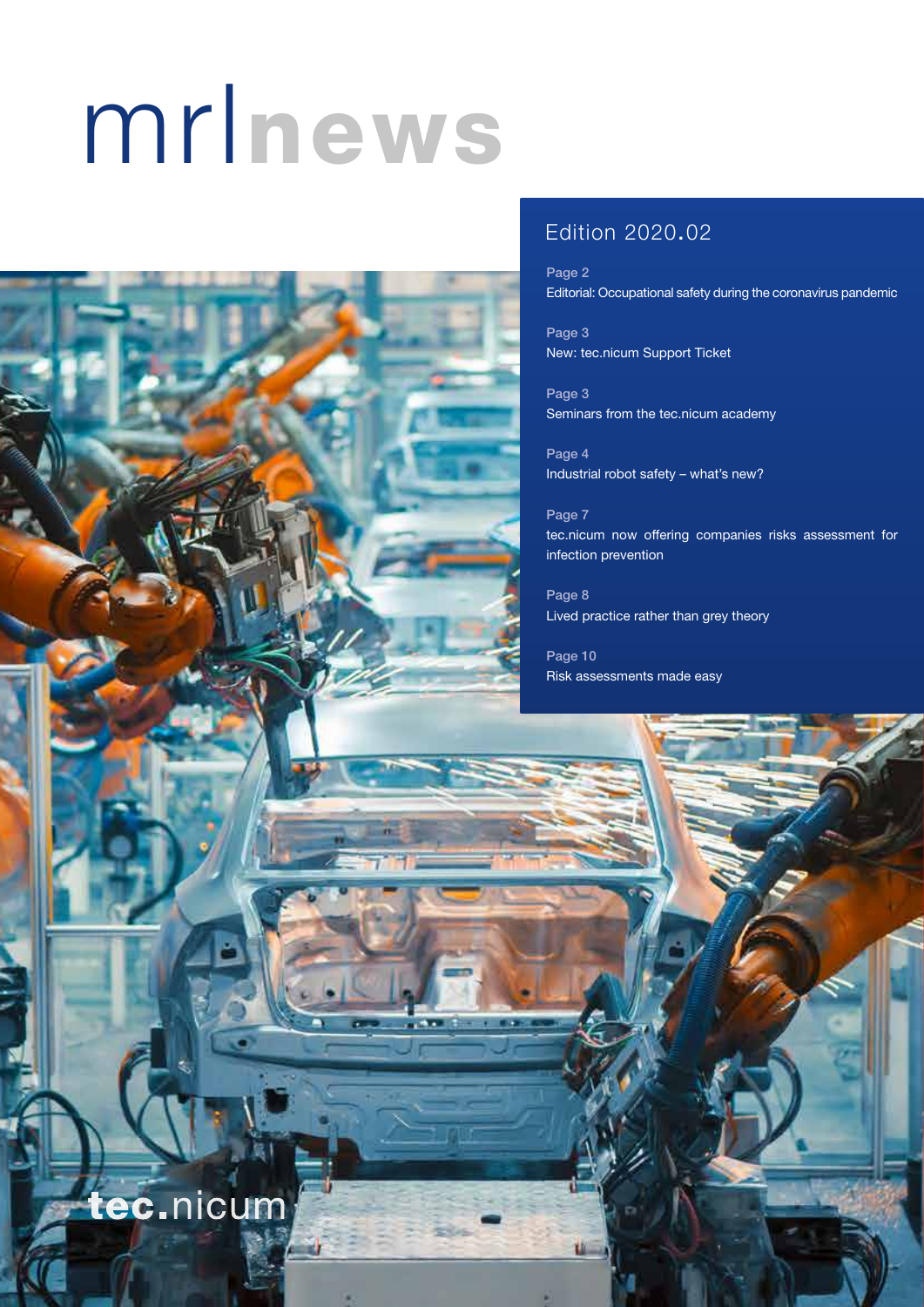# mrlnews

## Edition 2020.02

Page 2
Editorial: Occupational safety during the coronavirus pandemic

Page 3
New: tec.nicum Support Ticket

Page 3
Seminars from the tec.nicum academy

Page 4
Industrial robot safety – what's new?

Page 7
tec.nicum now offering companies risks assessment for infection prevention

Page 8
Lived practice rather than grey theory

Page 10
Risk assessments made easy

tec.nicum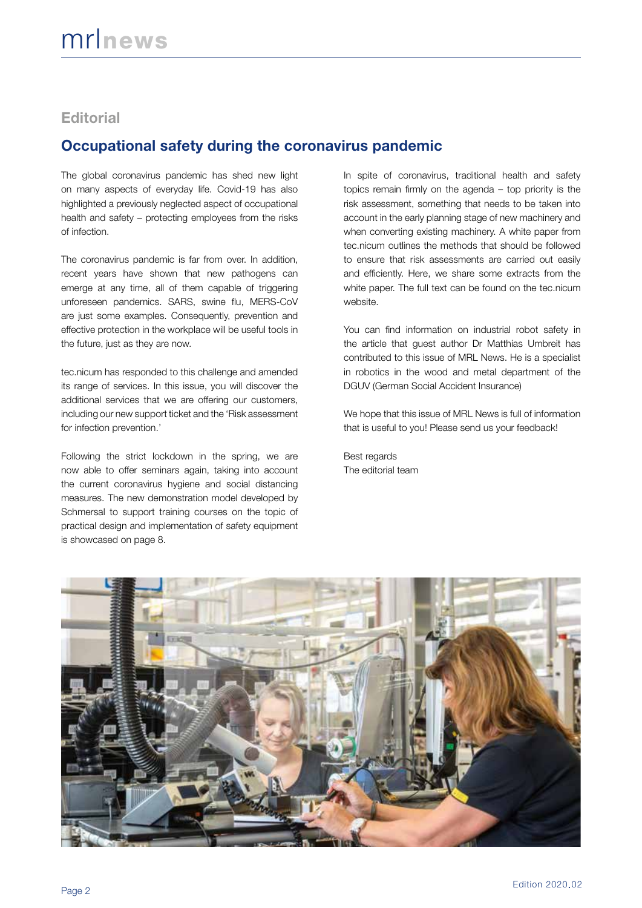## Editorial

# Occupational safety during the coronavirus pandemic

The global coronavirus pandemic has shed new light on many aspects of everyday life. Covid-19 has also highlighted a previously neglected aspect of occupational health and safety – protecting employees from the risks of infection.

The coronavirus pandemic is far from over. In addition, recent years have shown that new pathogens can emerge at any time, all of them capable of triggering unforeseen pandemics. SARS, swine flu, MERS-CoV are just some examples. Consequently, prevention and effective protection in the workplace will be useful tools in the future, just as they are now.

tec.nicum has responded to this challenge and amended its range of services. In this issue, you will discover the additional services that we are offering our customers, including our new support ticket and the 'Risk assessment for infection prevention.'

Following the strict lockdown in the spring, we are now able to offer seminars again, taking into account the current coronavirus hygiene and social distancing measures. The new demonstration model developed by Schmersal to support training courses on the topic of practical design and implementation of safety equipment is showcased on page 8.

In spite of coronavirus, traditional health and safety topics remain firmly on the agenda – top priority is the risk assessment, something that needs to be taken into account in the early planning stage of new machinery and when converting existing machinery. A white paper from tec.nicum outlines the methods that should be followed to ensure that risk assessments are carried out easily and efficiently. Here, we share some extracts from the white paper. The full text can be found on the tec.nicum website.

You can find information on industrial robot safety in the article that guest author Dr Matthias Umbreit has contributed to this issue of MRL News. He is a specialist in robotics in the wood and metal department of the DGUV (German Social Accident Insurance)

We hope that this issue of MRL News is full of information that is useful to you! Please send us your feedback!

Best regards
The editorial team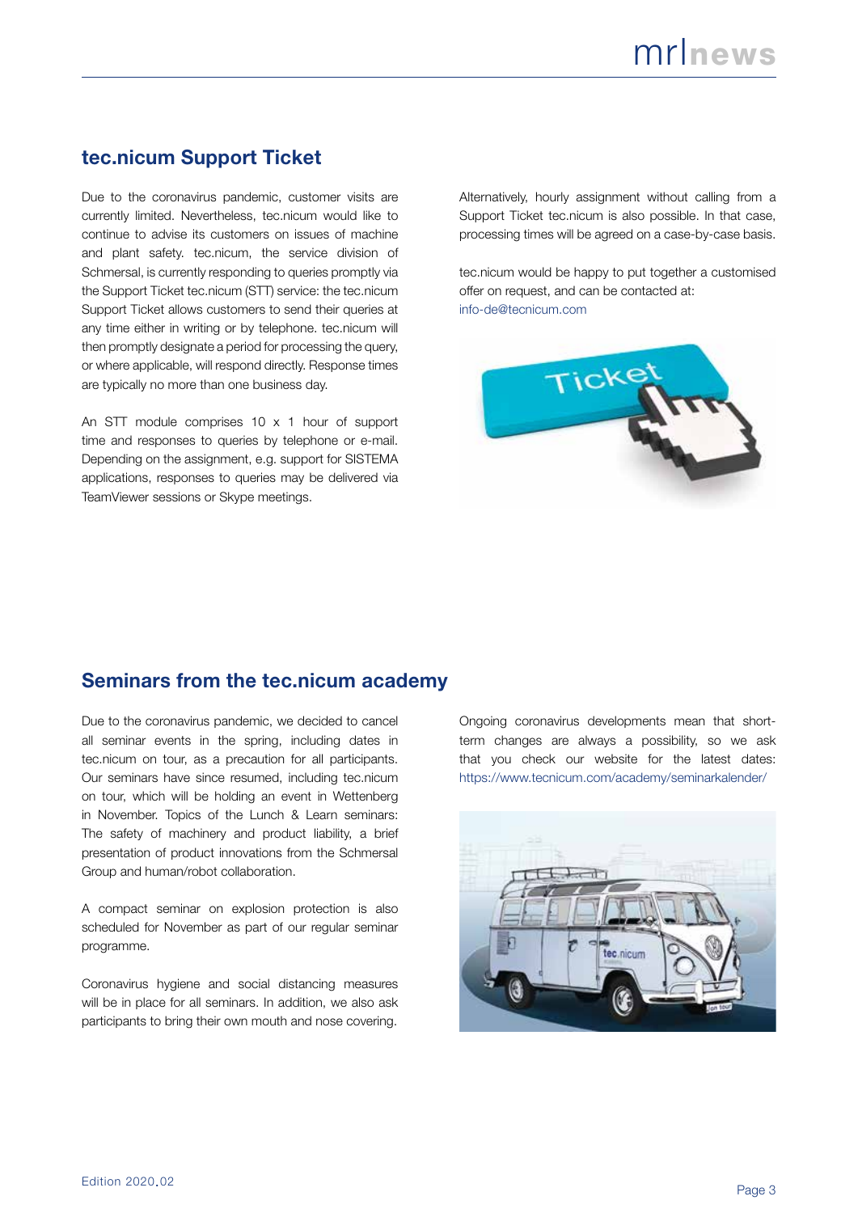## tec.nicum Support Ticket

Due to the coronavirus pandemic, customer visits are currently limited. Nevertheless, tec.nicum would like to continue to advise its customers on issues of machine and plant safety. tec.nicum, the service division of Schmersal, is currently responding to queries promptly via the Support Ticket tec.nicum (STT) service: the tec.nicum Support Ticket allows customers to send their queries at any time either in writing or by telephone. tec.nicum will then promptly designate a period for processing the query, or where applicable, will respond directly. Response times are typically no more than one business day.

An STT module comprises 10 x 1 hour of support time and responses to queries by telephone or e-mail. Depending on the assignment, e.g. support for SISTEMA applications, responses to queries may be delivered via TeamViewer sessions or Skype meetings.

Alternatively, hourly assignment without calling from a Support Ticket tec.nicum is also possible. In that case, processing times will be agreed on a case-by-case basis.

tec.nicum would be happy to put together a customised offer on request, and can be contacted at: info-de@tecnicum.com

## Seminars from the tec.nicum academy

Due to the coronavirus pandemic, we decided to cancel all seminar events in the spring, including dates in tec.nicum on tour, as a precaution for all participants. Our seminars have since resumed, including tec.nicum on tour, which will be holding an event in Wettenberg in November. Topics of the Lunch & Learn seminars: The safety of machinery and product liability, a brief presentation of product innovations from the Schmersal Group and human/robot collaboration.

A compact seminar on explosion protection is also scheduled for November as part of our regular seminar programme.

Coronavirus hygiene and social distancing measures will be in place for all seminars. In addition, we also ask participants to bring their own mouth and nose covering.

Ongoing coronavirus developments mean that short-term changes are always a possibility, so we ask that you check our website for the latest dates: https://www.tecnicum.com/academy/seminarkalender/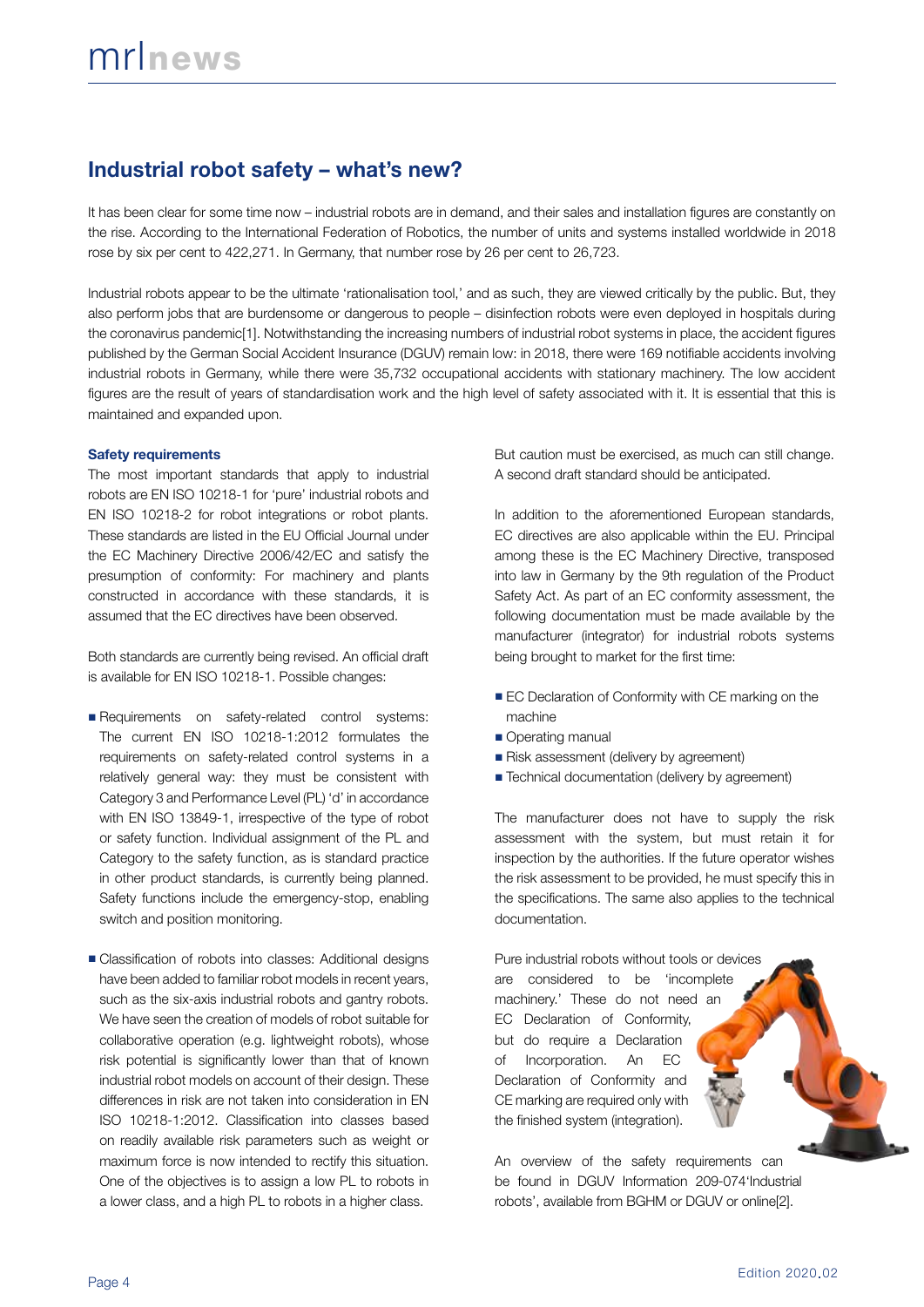## Industrial robot safety – what's new?

It has been clear for some time now – industrial robots are in demand, and their sales and installation figures are constantly on the rise. According to the International Federation of Robotics, the number of units and systems installed worldwide in 2018 rose by six per cent to 422,271. In Germany, that number rose by 26 per cent to 26,723.

Industrial robots appear to be the ultimate 'rationalisation tool,' and as such, they are viewed critically by the public. But, they also perform jobs that are burdensome or dangerous to people – disinfection robots were even deployed in hospitals during the coronavirus pandemic[1]. Notwithstanding the increasing numbers of industrial robot systems in place, the accident figures published by the German Social Accident Insurance (DGUV) remain low: in 2018, there were 169 notifiable accidents involving industrial robots in Germany, while there were 35,732 occupational accidents with stationary machinery. The low accident figures are the result of years of standardisation work and the high level of safety associated with it. It is essential that this is maintained and expanded upon.

### Safety requirements

The most important standards that apply to industrial robots are EN ISO 10218-1 for 'pure' industrial robots and EN ISO 10218-2 for robot integrations or robot plants. These standards are listed in the EU Official Journal under the EC Machinery Directive 2006/42/EC and satisfy the presumption of conformity: For machinery and plants constructed in accordance with these standards, it is assumed that the EC directives have been observed.

Both standards are currently being revised. An official draft is available for EN ISO 10218-1. Possible changes:

- Requirements on safety-related control systems: The current EN ISO 10218-1:2012 formulates the requirements on safety-related control systems in a relatively general way: they must be consistent with Category 3 and Performance Level (PL) 'd' in accordance with EN ISO 13849-1, irrespective of the type of robot or safety function. Individual assignment of the PL and Category to the safety function, as is standard practice in other product standards, is currently being planned. Safety functions include the emergency-stop, enabling switch and position monitoring.
- Classification of robots into classes: Additional designs have been added to familiar robot models in recent years, such as the six-axis industrial robots and gantry robots. We have seen the creation of models of robot suitable for collaborative operation (e.g. lightweight robots), whose risk potential is significantly lower than that of known industrial robot models on account of their design. These differences in risk are not taken into consideration in EN ISO 10218-1:2012. Classification into classes based on readily available risk parameters such as weight or maximum force is now intended to rectify this situation. One of the objectives is to assign a low PL to robots in a lower class, and a high PL to robots in a higher class.

But caution must be exercised, as much can still change. A second draft standard should be anticipated.

In addition to the aforementioned European standards, EC directives are also applicable within the EU. Principal among these is the EC Machinery Directive, transposed into law in Germany by the 9th regulation of the Product Safety Act. As part of an EC conformity assessment, the following documentation must be made available by the manufacturer (integrator) for industrial robots systems being brought to market for the first time:

- EC Declaration of Conformity with CE marking on the machine
- Operating manual
- Risk assessment (delivery by agreement)
- Technical documentation (delivery by agreement)

The manufacturer does not have to supply the risk assessment with the system, but must retain it for inspection by the authorities. If the future operator wishes the risk assessment to be provided, he must specify this in the specifications. The same also applies to the technical documentation.

Pure industrial robots without tools or devices are considered to be 'incomplete machinery.' These do not need an EC Declaration of Conformity, but do require a Declaration of Incorporation. An EC Declaration of Conformity and CE marking are required only with the finished system (integration).

An overview of the safety requirements can be found in DGUV Information 209-074'Industrial robots', available from BGHM or DGUV or online[2].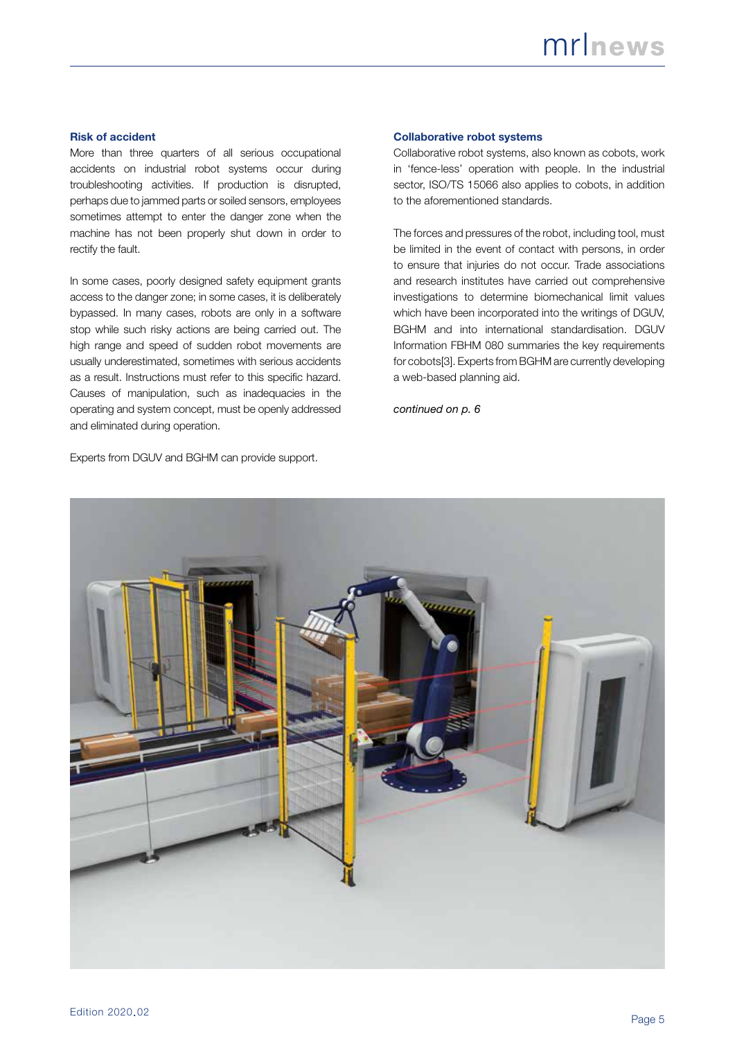### Risk of accident

More than three quarters of all serious occupational accidents on industrial robot systems occur during troubleshooting activities. If production is disrupted, perhaps due to jammed parts or soiled sensors, employees sometimes attempt to enter the danger zone when the machine has not been properly shut down in order to rectify the fault.

In some cases, poorly designed safety equipment grants access to the danger zone; in some cases, it is deliberately bypassed. In many cases, robots are only in a software stop while such risky actions are being carried out. The high range and speed of sudden robot movements are usually underestimated, sometimes with serious accidents as a result. Instructions must refer to this specific hazard. Causes of manipulation, such as inadequacies in the operating and system concept, must be openly addressed and eliminated during operation.

Experts from DGUV and BGHM can provide support.

### Collaborative robot systems

Collaborative robot systems, also known as cobots, work in 'fence-less' operation with people. In the industrial sector, ISO/TS 15066 also applies to cobots, in addition to the aforementioned standards.

The forces and pressures of the robot, including tool, must be limited in the event of contact with persons, in order to ensure that injuries do not occur. Trade associations and research institutes have carried out comprehensive investigations to determine biomechanical limit values which have been incorporated into the writings of DGUV, BGHM and into international standardisation. DGUV Information FBHM 080 summaries the key requirements for cobots[3]. Experts from BGHM are currently developing a web-based planning aid.

*continued on p. 6*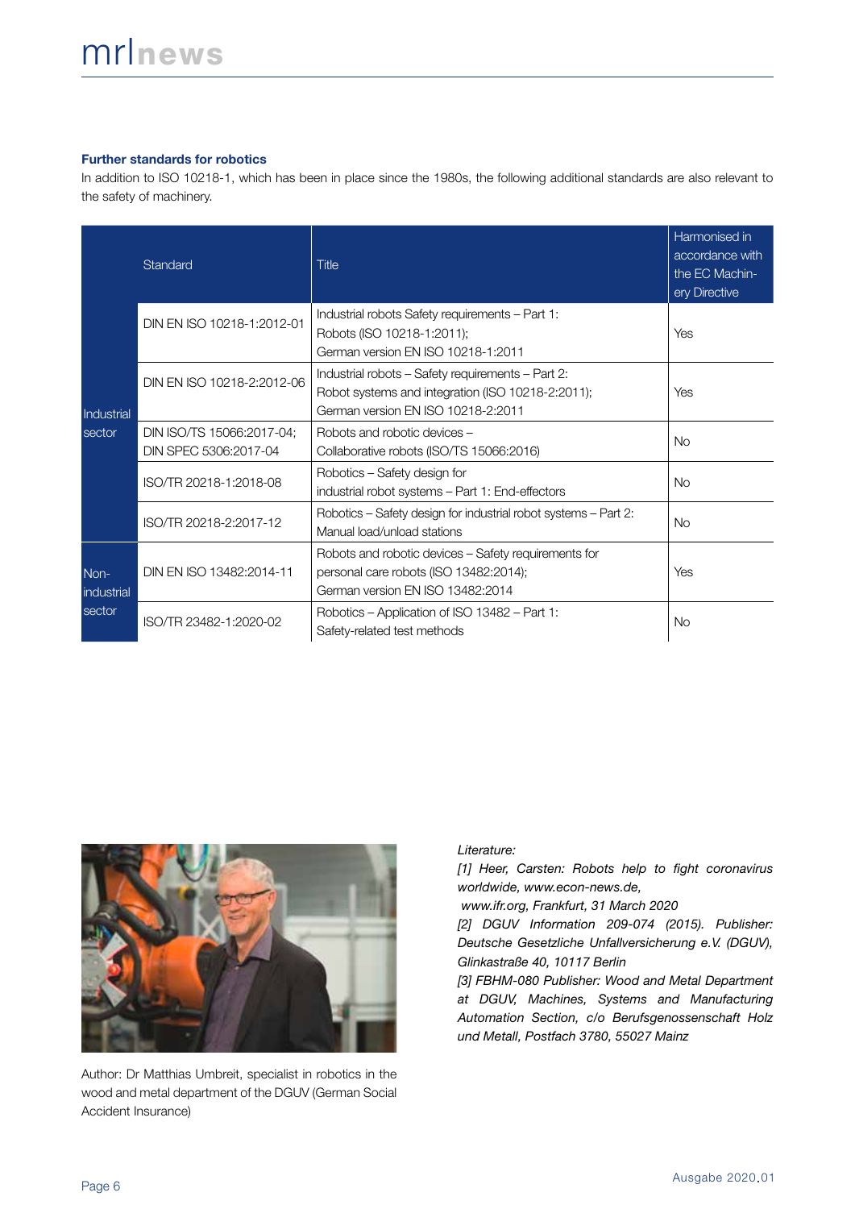### Further standards for robotics

In addition to ISO 10218-1, which has been in place since the 1980s, the following additional standards are also relevant to the safety of machinery.

| | Standard | Title | Harmonised in accordance with the EC Machinery Directive |
|---|---|---|---|
| Industrial sector | DIN EN ISO 10218-1:2012-01 | Industrial robots Safety requirements – Part 1: Robots (ISO 10218-1:2011); German version EN ISO 10218-1:2011 | Yes |
| | DIN EN ISO 10218-2:2012-06 | Industrial robots – Safety requirements – Part 2: Robot systems and integration (ISO 10218-2:2011); German version EN ISO 10218-2:2011 | Yes |
| | DIN ISO/TS 15066:2017-04; DIN SPEC 5306:2017-04 | Robots and robotic devices – Collaborative robots (ISO/TS 15066:2016) | No |
| | ISO/TR 20218-1:2018-08 | Robotics – Safety design for industrial robot systems – Part 1: End-effectors | No |
| | ISO/TR 20218-2:2017-12 | Robotics – Safety design for industrial robot systems – Part 2: Manual load/unload stations | No |
| Non-industrial sector | DIN EN ISO 13482:2014-11 | Robots and robotic devices – Safety requirements for personal care robots (ISO 13482:2014); German version EN ISO 13482:2014 | Yes |
| | ISO/TR 23482-1:2020-02 | Robotics – Application of ISO 13482 – Part 1: Safety-related test methods | No |

Author: Dr Matthias Umbreit, specialist in robotics in the wood and metal department of the DGUV (German Social Accident Insurance)

*Literature:*

*[1] Heer, Carsten: Robots help to fight coronavirus worldwide, www.econ-news.de, www.ifr.org, Frankfurt, 31 March 2020*

*[2] DGUV Information 209-074 (2015). Publisher: Deutsche Gesetzliche Unfallversicherung e.V. (DGUV), Glinkastraße 40, 10117 Berlin*

*[3] FBHM-080 Publisher: Wood and Metal Department at DGUV, Machines, Systems and Manufacturing Automation Section, c/o Berufsgenossenschaft Holz und Metall, Postfach 3780, 55027 Mainz*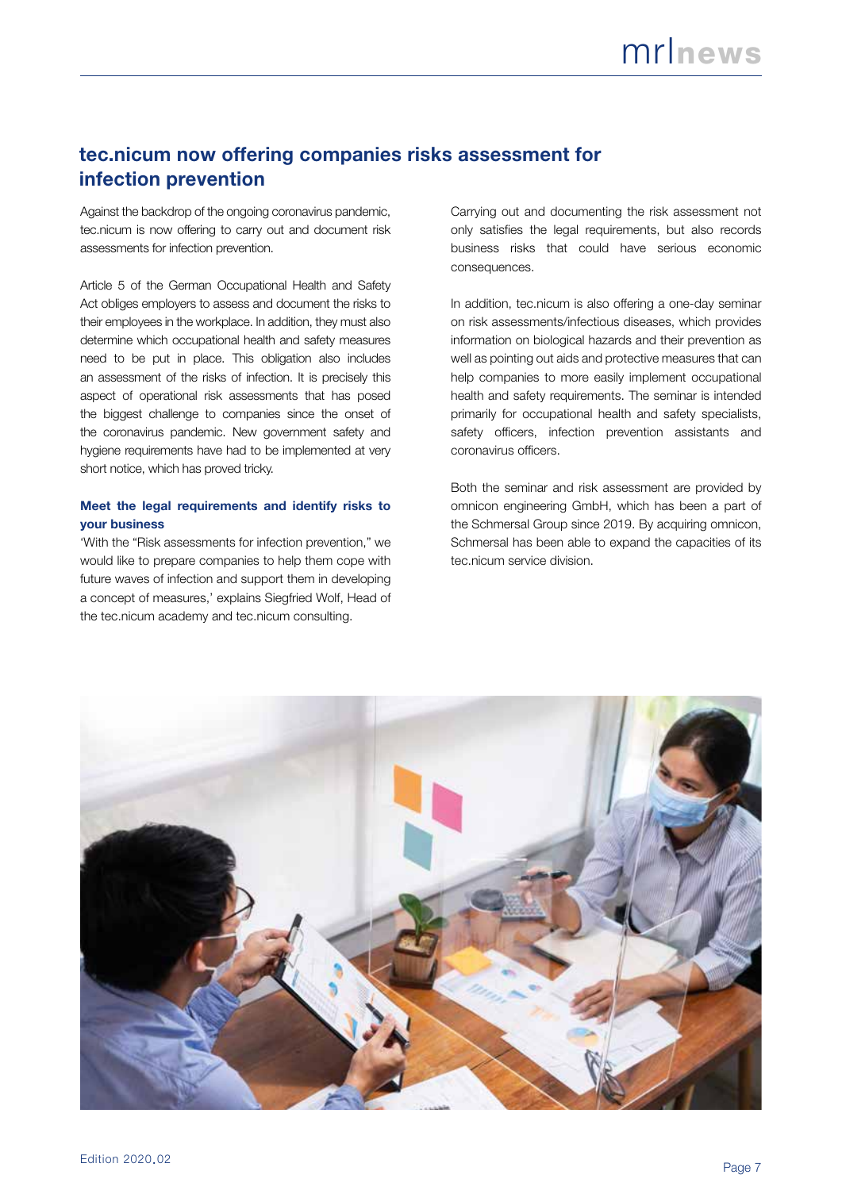## tec.nicum now offering companies risks assessment for infection prevention

Against the backdrop of the ongoing coronavirus pandemic, tec.nicum is now offering to carry out and document risk assessments for infection prevention.

Article 5 of the German Occupational Health and Safety Act obliges employers to assess and document the risks to their employees in the workplace. In addition, they must also determine which occupational health and safety measures need to be put in place. This obligation also includes an assessment of the risks of infection. It is precisely this aspect of operational risk assessments that has posed the biggest challenge to companies since the onset of the coronavirus pandemic. New government safety and hygiene requirements have had to be implemented at very short notice, which has proved tricky.

### Meet the legal requirements and identify risks to your business

'With the "Risk assessments for infection prevention," we would like to prepare companies to help them cope with future waves of infection and support them in developing a concept of measures,' explains Siegfried Wolf, Head of the tec.nicum academy and tec.nicum consulting.

Carrying out and documenting the risk assessment not only satisfies the legal requirements, but also records business risks that could have serious economic consequences.

In addition, tec.nicum is also offering a one-day seminar on risk assessments/infectious diseases, which provides information on biological hazards and their prevention as well as pointing out aids and protective measures that can help companies to more easily implement occupational health and safety requirements. The seminar is intended primarily for occupational health and safety specialists, safety officers, infection prevention assistants and coronavirus officers.

Both the seminar and risk assessment are provided by omnicon engineering GmbH, which has been a part of the Schmersal Group since 2019. By acquiring omnicon, Schmersal has been able to expand the capacities of its tec.nicum service division.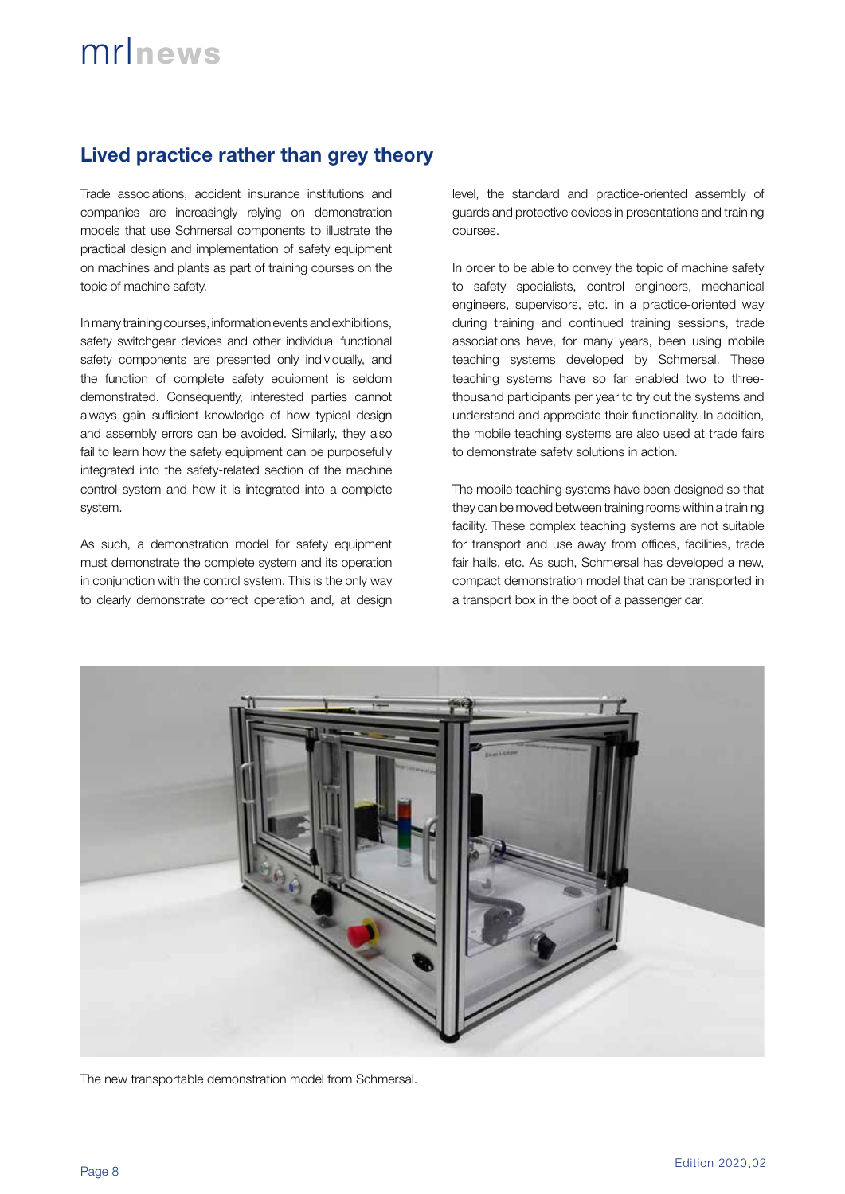## Lived practice rather than grey theory

Trade associations, accident insurance institutions and companies are increasingly relying on demonstration models that use Schmersal components to illustrate the practical design and implementation of safety equipment on machines and plants as part of training courses on the topic of machine safety.

In many training courses, information events and exhibitions, safety switchgear devices and other individual functional safety components are presented only individually, and the function of complete safety equipment is seldom demonstrated. Consequently, interested parties cannot always gain sufficient knowledge of how typical design and assembly errors can be avoided. Similarly, they also fail to learn how the safety equipment can be purposefully integrated into the safety-related section of the machine control system and how it is integrated into a complete system.

As such, a demonstration model for safety equipment must demonstrate the complete system and its operation in conjunction with the control system. This is the only way to clearly demonstrate correct operation and, at design level, the standard and practice-oriented assembly of guards and protective devices in presentations and training courses.

In order to be able to convey the topic of machine safety to safety specialists, control engineers, mechanical engineers, supervisors, etc. in a practice-oriented way during training and continued training sessions, trade associations have, for many years, been using mobile teaching systems developed by Schmersal. These teaching systems have so far enabled two to three-thousand participants per year to try out the systems and understand and appreciate their functionality. In addition, the mobile teaching systems are also used at trade fairs to demonstrate safety solutions in action.

The mobile teaching systems have been designed so that they can be moved between training rooms within a training facility. These complex teaching systems are not suitable for transport and use away from offices, facilities, trade fair halls, etc. As such, Schmersal has developed a new, compact demonstration model that can be transported in a transport box in the boot of a passenger car.

The new transportable demonstration model from Schmersal.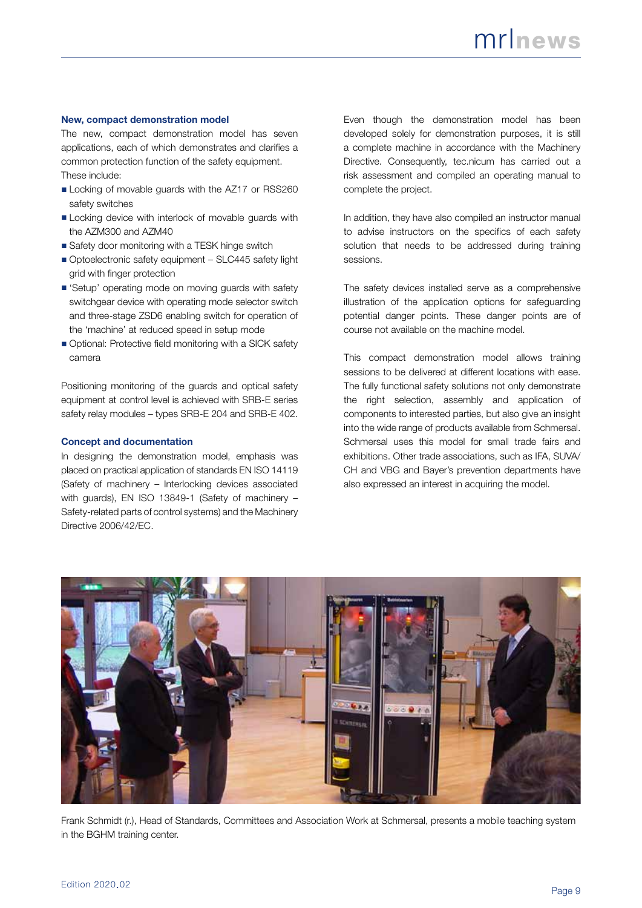### New, compact demonstration model

The new, compact demonstration model has seven applications, each of which demonstrates and clarifies a common protection function of the safety equipment. These include:

- Locking of movable guards with the AZ17 or RSS260 safety switches
- Locking device with interlock of movable guards with the AZM300 and AZM40
- Safety door monitoring with a TESK hinge switch
- Optoelectronic safety equipment – SLC445 safety light grid with finger protection
- 'Setup' operating mode on moving guards with safety switchgear device with operating mode selector switch and three-stage ZSD6 enabling switch for operation of the 'machine' at reduced speed in setup mode
- Optional: Protective field monitoring with a SICK safety camera

Positioning monitoring of the guards and optical safety equipment at control level is achieved with SRB-E series safety relay modules – types SRB-E 204 and SRB-E 402.

### Concept and documentation

In designing the demonstration model, emphasis was placed on practical application of standards EN ISO 14119 (Safety of machinery – Interlocking devices associated with guards), EN ISO 13849-1 (Safety of machinery – Safety-related parts of control systems) and the Machinery Directive 2006/42/EC.

Even though the demonstration model has been developed solely for demonstration purposes, it is still a complete machine in accordance with the Machinery Directive. Consequently, tec.nicum has carried out a risk assessment and compiled an operating manual to complete the project.

In addition, they have also compiled an instructor manual to advise instructors on the specifics of each safety solution that needs to be addressed during training sessions.

The safety devices installed serve as a comprehensive illustration of the application options for safeguarding potential danger points. These danger points are of course not available on the machine model.

This compact demonstration model allows training sessions to be delivered at different locations with ease. The fully functional safety solutions not only demonstrate the right selection, assembly and application of components to interested parties, but also give an insight into the wide range of products available from Schmersal. Schmersal uses this model for small trade fairs and exhibitions. Other trade associations, such as IFA, SUVA/CH and VBG and Bayer's prevention departments have also expressed an interest in acquiring the model.

Frank Schmidt (r.), Head of Standards, Committees and Association Work at Schmersal, presents a mobile teaching system in the BGHM training center.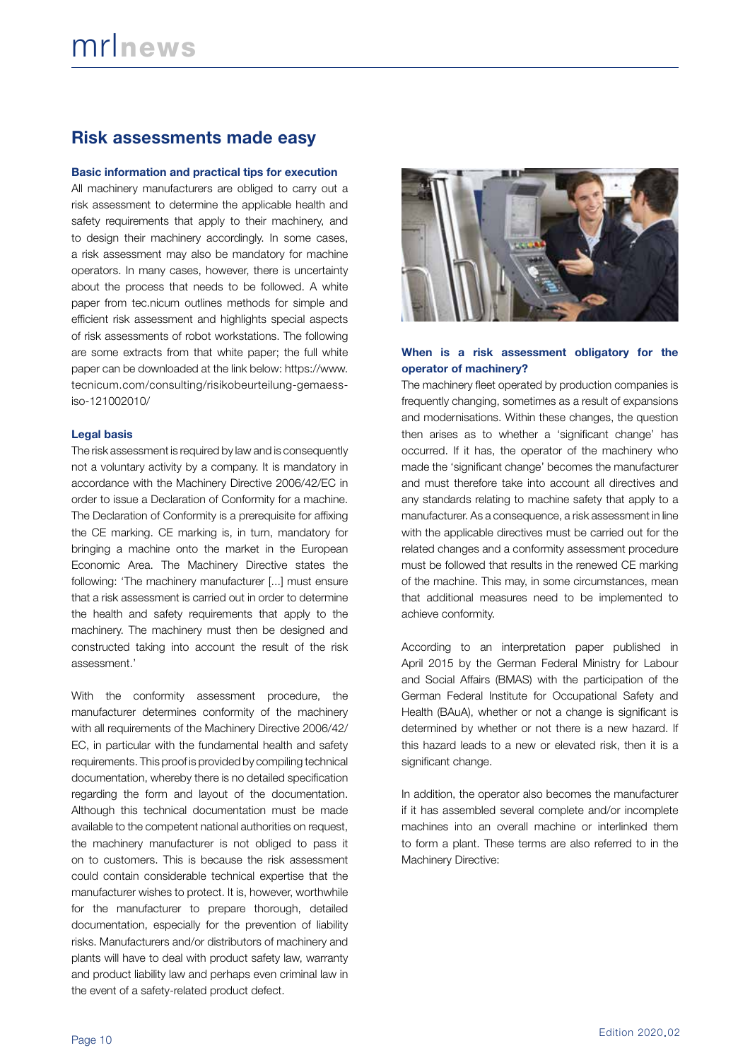## Risk assessments made easy

### Basic information and practical tips for execution

All machinery manufacturers are obliged to carry out a risk assessment to determine the applicable health and safety requirements that apply to their machinery, and to design their machinery accordingly. In some cases, a risk assessment may also be mandatory for machine operators. In many cases, however, there is uncertainty about the process that needs to be followed. A white paper from tec.nicum outlines methods for simple and efficient risk assessment and highlights special aspects of risk assessments of robot workstations. The following are some extracts from that white paper; the full white paper can be downloaded at the link below: https://www.tecnicum.com/consulting/risikobeurteilung-gemaess-iso-121002010/

### Legal basis

The risk assessment is required by law and is consequently not a voluntary activity by a company. It is mandatory in accordance with the Machinery Directive 2006/42/EC in order to issue a Declaration of Conformity for a machine. The Declaration of Conformity is a prerequisite for affixing the CE marking. CE marking is, in turn, mandatory for bringing a machine onto the market in the European Economic Area. The Machinery Directive states the following: 'The machinery manufacturer [...] must ensure that a risk assessment is carried out in order to determine the health and safety requirements that apply to the machinery. The machinery must then be designed and constructed taking into account the result of the risk assessment.'

With the conformity assessment procedure, the manufacturer determines conformity of the machinery with all requirements of the Machinery Directive 2006/42/EC, in particular with the fundamental health and safety requirements. This proof is provided by compiling technical documentation, whereby there is no detailed specification regarding the form and layout of the documentation. Although this technical documentation must be made available to the competent national authorities on request, the machinery manufacturer is not obliged to pass it on to customers. This is because the risk assessment could contain considerable technical expertise that the manufacturer wishes to protect. It is, however, worthwhile for the manufacturer to prepare thorough, detailed documentation, especially for the prevention of liability risks. Manufacturers and/or distributors of machinery and plants will have to deal with product safety law, warranty and product liability law and perhaps even criminal law in the event of a safety-related product defect.

### When is a risk assessment obligatory for the operator of machinery?

The machinery fleet operated by production companies is frequently changing, sometimes as a result of expansions and modernisations. Within these changes, the question then arises as to whether a 'significant change' has occurred. If it has, the operator of the machinery who made the 'significant change' becomes the manufacturer and must therefore take into account all directives and any standards relating to machine safety that apply to a manufacturer. As a consequence, a risk assessment in line with the applicable directives must be carried out for the related changes and a conformity assessment procedure must be followed that results in the renewed CE marking of the machine. This may, in some circumstances, mean that additional measures need to be implemented to achieve conformity.

According to an interpretation paper published in April 2015 by the German Federal Ministry for Labour and Social Affairs (BMAS) with the participation of the German Federal Institute for Occupational Safety and Health (BAuA), whether or not a change is significant is determined by whether or not there is a new hazard. If this hazard leads to a new or elevated risk, then it is a significant change.

In addition, the operator also becomes the manufacturer if it has assembled several complete and/or incomplete machines into an overall machine or interlinked them to form a plant. These terms are also referred to in the Machinery Directive: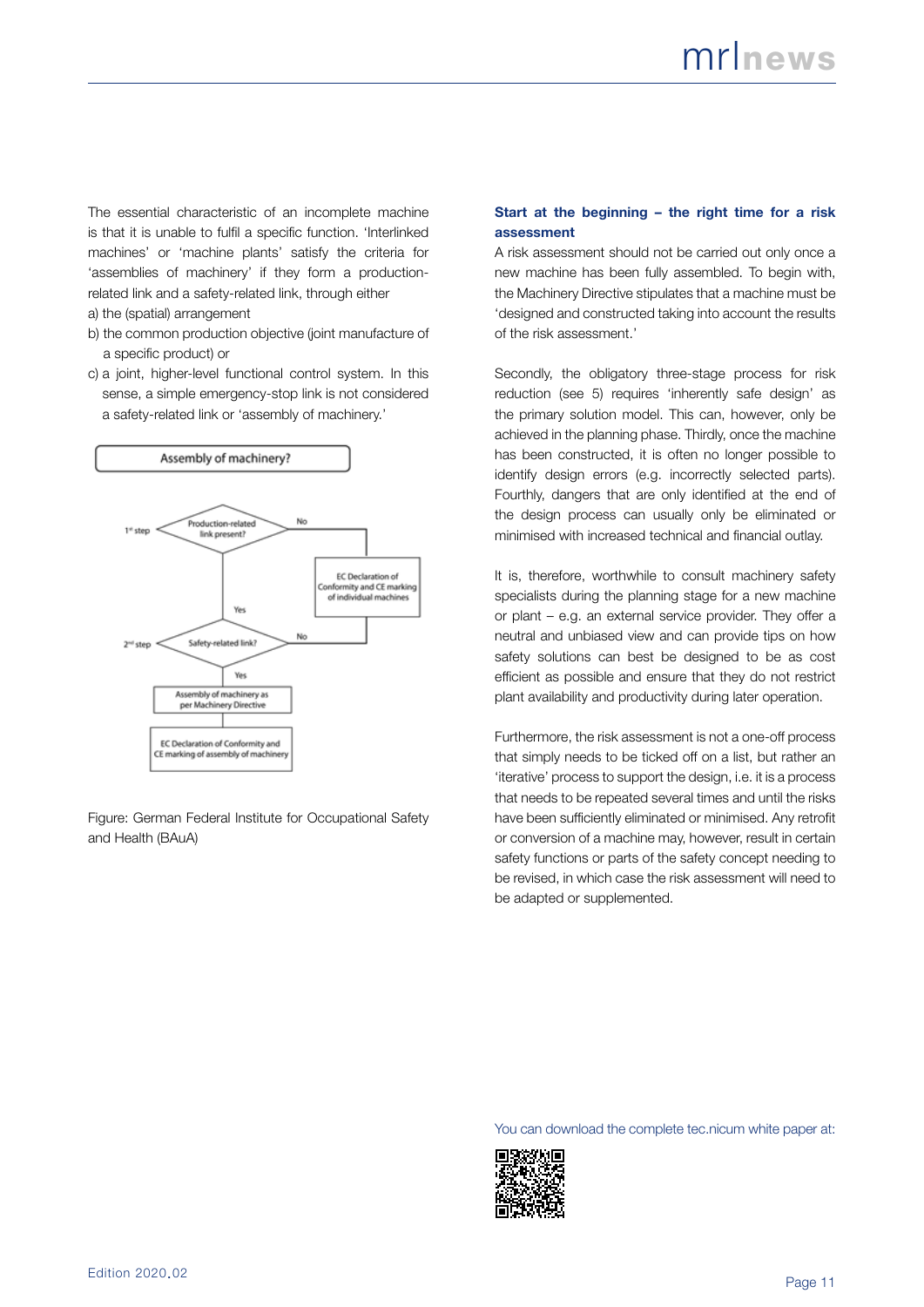The essential characteristic of an incomplete machine is that it is unable to fulfil a specific function. 'Interlinked machines' or 'machine plants' satisfy the criteria for 'assemblies of machinery' if they form a production-related link and a safety-related link, through either

a) the (spatial) arrangement
b) the common production objective (joint manufacture of a specific product) or
c) a joint, higher-level functional control system. In this sense, a simple emergency-stop link is not considered a safety-related link or 'assembly of machinery.'

Assembly of machinery?

1st step – Production-related link present? – No → EC Declaration of Conformity and CE marking of individual machines

Yes ↓

2nd step – Safety-related link? – No → EC Declaration of Conformity and CE marking of individual machines

Yes ↓

Assembly of machinery as per Machinery Directive

EC Declaration of Conformity and CE marking of assembly of machinery

Figure: German Federal Institute for Occupational Safety and Health (BAuA)

### Start at the beginning – the right time for a risk assessment

A risk assessment should not be carried out only once a new machine has been fully assembled. To begin with, the Machinery Directive stipulates that a machine must be 'designed and constructed taking into account the results of the risk assessment.'

Secondly, the obligatory three-stage process for risk reduction (see 5) requires 'inherently safe design' as the primary solution model. This can, however, only be achieved in the planning phase. Thirdly, once the machine has been constructed, it is often no longer possible to identify design errors (e.g. incorrectly selected parts). Fourthly, dangers that are only identified at the end of the design process can usually only be eliminated or minimised with increased technical and financial outlay.

It is, therefore, worthwhile to consult machinery safety specialists during the planning stage for a new machine or plant – e.g. an external service provider. They offer a neutral and unbiased view and can provide tips on how safety solutions can best be designed to be as cost efficient as possible and ensure that they do not restrict plant availability and productivity during later operation.

Furthermore, the risk assessment is not a one-off process that simply needs to be ticked off on a list, but rather an 'iterative' process to support the design, i.e. it is a process that needs to be repeated several times and until the risks have been sufficiently eliminated or minimised. Any retrofit or conversion of a machine may, however, result in certain safety functions or parts of the safety concept needing to be revised, in which case the risk assessment will need to be adapted or supplemented.

You can download the complete tec.nicum white paper at: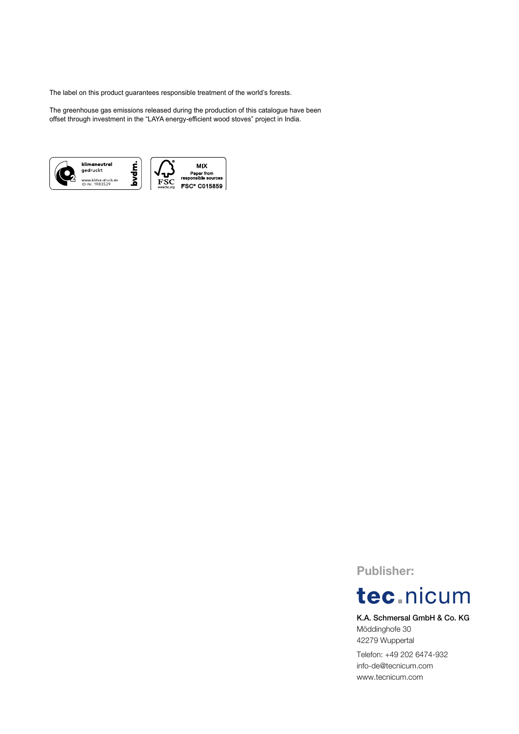The label on this product guarantees responsible treatment of the world's forests.

The greenhouse gas emissions released during the production of this catalogue have been offset through investment in the "LAYA energy-efficient wood stoves" project in India.

klimaneutral
gedruckt
www.klima-druck.de
ID-Nr. 1983529
bvdm.

FSC
www.fsc.org
MIX
Paper from responsible sources
FSC® C015859

**Publisher:**

**tec.nicum**

K.A. Schmersal GmbH & Co. KG
Möddinghofe 30
42279 Wuppertal

Telefon: +49 202 6474-932
info-de@tecnicum.com
www.tecnicum.com